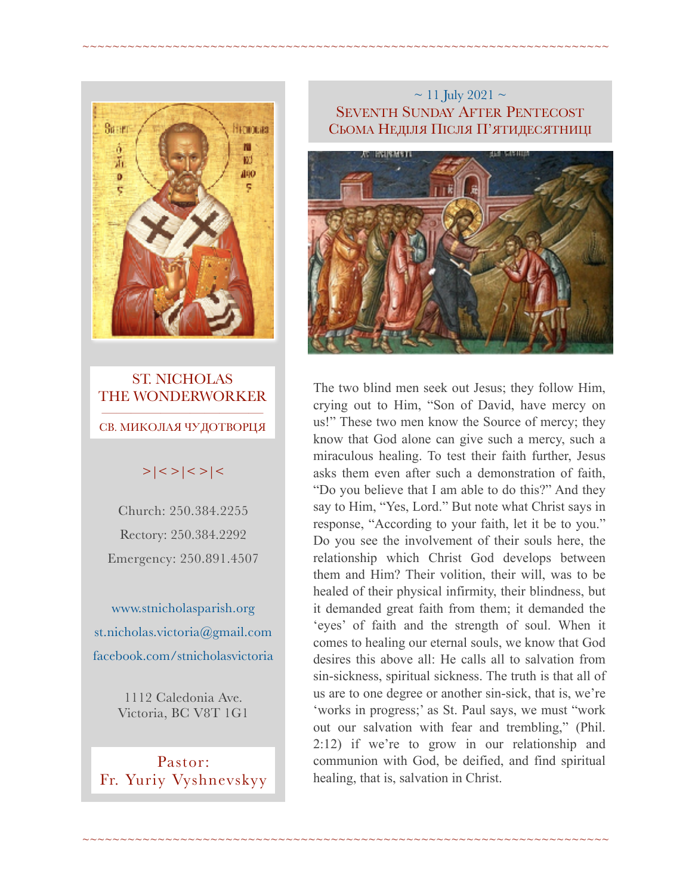# ST. NICHOLAS THE WONDERWORKER

СВ. МИКОЛАЯ ЧУДОТВОРЦЯ

>|<>|<>|<

Church: 250.384.2255

Rectory: 250.384.2292

Emergency: 250.891.4507

www.stnicholasparish.org

st.nicholas.victoria@gmail.com

facebook.com/stnicholasvictoria

1112 Caledonia Ave.
Victoria, BC V8T 1G1

Pastor:
Fr. Yuriy Vyshnevskyy

~ 11 July 2021 ~

## SEVENTH SUNDAY AFTER PENTECOST
## СЬОМА НЕДІЛЯ ПІСЛЯ П'ЯТИДЕСЯТНИЦІ

The two blind men seek out Jesus; they follow Him, crying out to Him, "Son of David, have mercy on us!" These two men know the Source of mercy; they know that God alone can give such a mercy, such a miraculous healing. To test their faith further, Jesus asks them even after such a demonstration of faith, "Do you believe that I am able to do this?" And they say to Him, "Yes, Lord." But note what Christ says in response, "According to your faith, let it be to you." Do you see the involvement of their souls here, the relationship which Christ God develops between them and Him? Their volition, their will, was to be healed of their physical infirmity, their blindness, but it demanded great faith from them; it demanded the 'eyes' of faith and the strength of soul. When it comes to healing our eternal souls, we know that God desires this above all: He calls all to salvation from sin-sickness, spiritual sickness. The truth is that all of us are to one degree or another sin-sick, that is, we're 'works in progress;' as St. Paul says, we must "work out our salvation with fear and trembling," (Phil. 2:12) if we're to grow in our relationship and communion with God, be deified, and find spiritual healing, that is, salvation in Christ.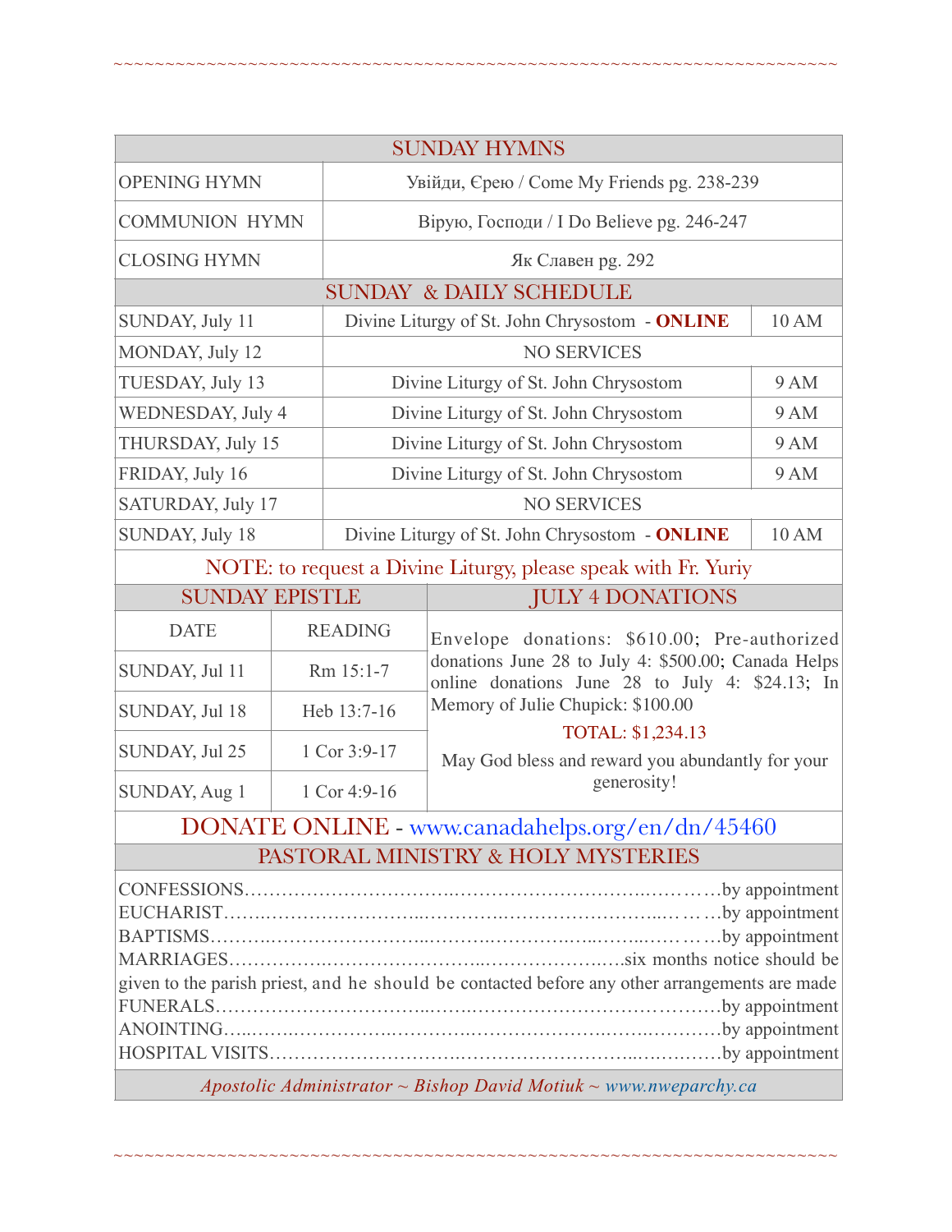## SUNDAY HYMNS

| | |
|---|---|
| OPENING HYMN | Увійди, Єрею / Come My Friends pg. 238-239 |
| COMMUNION HYMN | Вірую, Господи / I Do Believe pg. 246-247 |
| CLOSING HYMN | Як Славен pg. 292 |

## SUNDAY & DAILY SCHEDULE

| | | |
|---|---|---|
| SUNDAY, July 11 | Divine Liturgy of St. John Chrysostom - **ONLINE** | 10 AM |
| MONDAY, July 12 | NO SERVICES | |
| TUESDAY, July 13 | Divine Liturgy of St. John Chrysostom | 9 AM |
| WEDNESDAY, July 4 | Divine Liturgy of St. John Chrysostom | 9 AM |
| THURSDAY, July 15 | Divine Liturgy of St. John Chrysostom | 9 AM |
| FRIDAY, July 16 | Divine Liturgy of St. John Chrysostom | 9 AM |
| SATURDAY, July 17 | NO SERVICES | |
| SUNDAY, July 18 | Divine Liturgy of St. John Chrysostom - **ONLINE** | 10 AM |

NOTE: to request a Divine Liturgy, please speak with Fr. Yuriy

## SUNDAY EPISTLE

| DATE | READING |
|---|---|
| SUNDAY, Jul 11 | Rm 15:1-7 |
| SUNDAY, Jul 18 | Heb 13:7-16 |
| SUNDAY, Jul 25 | 1 Cor 3:9-17 |
| SUNDAY, Aug 1 | 1 Cor 4:9-16 |

## JULY 4 DONATIONS

Envelope donations: $610.00; Pre-authorized donations June 28 to July 4: $500.00; Canada Helps online donations June 28 to July 4: $24.13; In Memory of Julie Chupick: $100.00

TOTAL: $1,234.13

May God bless and reward you abundantly for your generosity!

## DONATE ONLINE - www.canadahelps.org/en/dn/45460

## PASTORAL MINISTRY & HOLY MYSTERIES

CONFESSIONS……………………………………………………………by appointment
EUCHARIST……………………………………………………………by appointment
BAPTISMS……………………………………………………………by appointment
MARRIAGES………………………………………………………six months notice should be given to the parish priest, and he should be contacted before any other arrangements are made
FUNERALS……………………………………………………………by appointment
ANOINTING……………………………………………………………by appointment
HOSPITAL VISITS……………………………………………………by appointment

*Apostolic Administrator ~ Bishop David Motiuk ~ www.nweparchy.ca*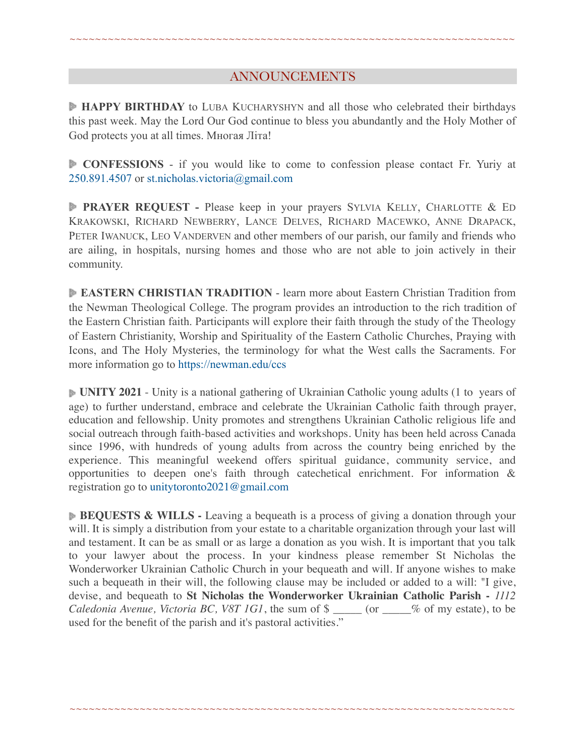~~~~~~~~~~~~~~~~~~~~~~~~~~~~~~~~~~~~~~~~~~~~~~~~~~~~~~~~~~~~~~~~~~~~~

## ANNOUNCEMENTS

▶ **HAPPY BIRTHDAY** to Luba Kucharyshyn and all those who celebrated their birthdays this past week. May the Lord Our God continue to bless you abundantly and the Holy Mother of God protects you at all times. Многая Літа!

▶ **CONFESSIONS** - if you would like to come to confession please contact Fr. Yuriy at 250.891.4507 or st.nicholas.victoria@gmail.com

▶ **PRAYER REQUEST -** Please keep in your prayers Sylvia Kelly, Charlotte & Ed Krakowski, Richard Newberry, Lance Delves, Richard Macewko, Anne Drapack, Peter Iwanuck, Leo Vanderven and other members of our parish, our family and friends who are ailing, in hospitals, nursing homes and those who are not able to join actively in their community.

▶ **EASTERN CHRISTIAN TRADITION** - learn more about Eastern Christian Tradition from the Newman Theological College. The program provides an introduction to the rich tradition of the Eastern Christian faith. Participants will explore their faith through the study of the Theology of Eastern Christianity, Worship and Spirituality of the Eastern Catholic Churches, Praying with Icons, and The Holy Mysteries, the terminology for what the West calls the Sacraments. For more information go to https://newman.edu/ccs

▶ **UNITY 2021** - Unity is a national gathering of Ukrainian Catholic young adults (1 to years of age) to further understand, embrace and celebrate the Ukrainian Catholic faith through prayer, education and fellowship. Unity promotes and strengthens Ukrainian Catholic religious life and social outreach through faith-based activities and workshops. Unity has been held across Canada since 1996, with hundreds of young adults from across the country being enriched by the experience. This meaningful weekend offers spiritual guidance, community service, and opportunities to deepen one's faith through catechetical enrichment. For information & registration go to unitytoronto2021@gmail.com

▶ **BEQUESTS & WILLS -** Leaving a bequeath is a process of giving a donation through your will. It is simply a distribution from your estate to a charitable organization through your last will and testament. It can be as small or as large a donation as you wish. It is important that you talk to your lawyer about the process. In your kindness please remember St Nicholas the Wonderworker Ukrainian Catholic Church in your bequeath and will. If anyone wishes to make such a bequeath in their will, the following clause may be included or added to a will: "I give, devise, and bequeath to **St Nicholas the Wonderworker Ukrainian Catholic Parish -** *1112 Caledonia Avenue, Victoria BC, V8T 1G1*, the sum of $ _____ (or _____% of my estate), to be used for the benefit of the parish and it's pastoral activities."

~~~~~~~~~~~~~~~~~~~~~~~~~~~~~~~~~~~~~~~~~~~~~~~~~~~~~~~~~~~~~~~~~~~~~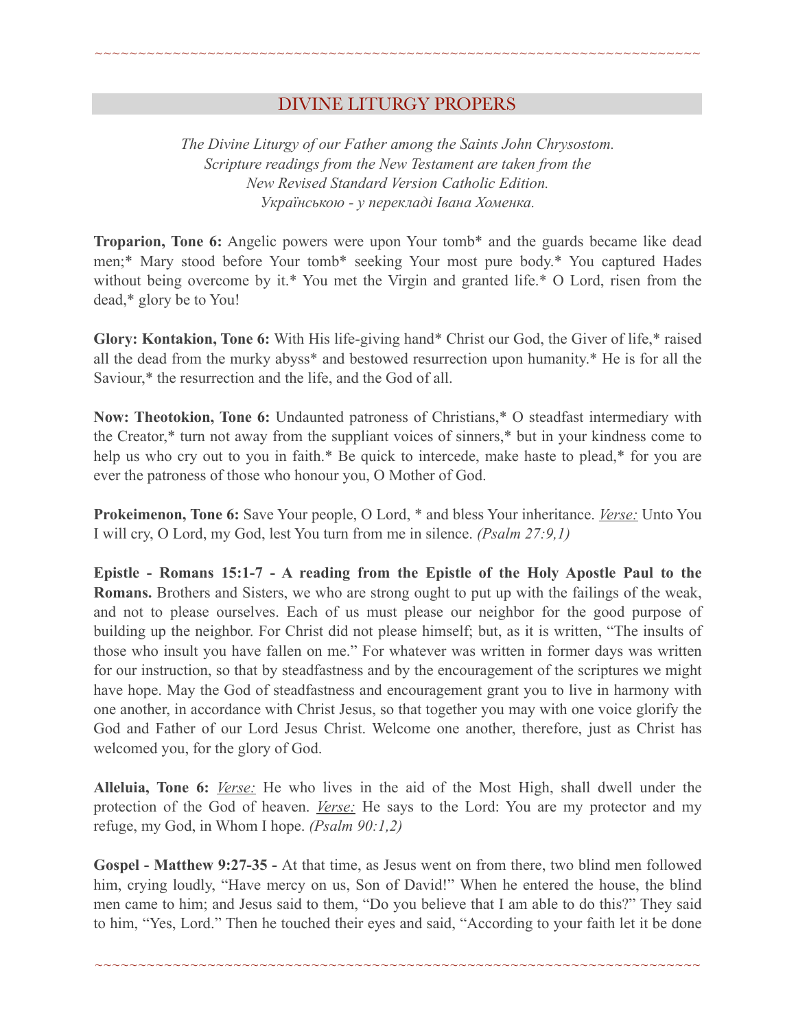## DIVINE LITURGY PROPERS

*The Divine Liturgy of our Father among the Saints John Chrysostom.*
*Scripture readings from the New Testament are taken from the*
*New Revised Standard Version Catholic Edition.*
*Українською - у перекладі Івана Хоменка.*

**Troparion, Tone 6:** Angelic powers were upon Your tomb* and the guards became like dead men;* Mary stood before Your tomb* seeking Your most pure body.* You captured Hades without being overcome by it.* You met the Virgin and granted life.* O Lord, risen from the dead,* glory be to You!

**Glory: Kontakion, Tone 6:** With His life-giving hand* Christ our God, the Giver of life,* raised all the dead from the murky abyss* and bestowed resurrection upon humanity.* He is for all the Saviour,* the resurrection and the life, and the God of all.

**Now: Theotokion, Tone 6:** Undaunted patroness of Christians,* O steadfast intermediary with the Creator,* turn not away from the suppliant voices of sinners,* but in your kindness come to help us who cry out to you in faith.* Be quick to intercede, make haste to plead,* for you are ever the patroness of those who honour you, O Mother of God.

**Prokeimenon, Tone 6:** Save Your people, O Lord, * and bless Your inheritance. *Verse:* Unto You I will cry, O Lord, my God, lest You turn from me in silence. *(Psalm 27:9,1)*

**Epistle - Romans 15:1-7 - A reading from the Epistle of the Holy Apostle Paul to the Romans.** Brothers and Sisters, we who are strong ought to put up with the failings of the weak, and not to please ourselves. Each of us must please our neighbor for the good purpose of building up the neighbor. For Christ did not please himself; but, as it is written, "The insults of those who insult you have fallen on me." For whatever was written in former days was written for our instruction, so that by steadfastness and by the encouragement of the scriptures we might have hope. May the God of steadfastness and encouragement grant you to live in harmony with one another, in accordance with Christ Jesus, so that together you may with one voice glorify the God and Father of our Lord Jesus Christ. Welcome one another, therefore, just as Christ has welcomed you, for the glory of God.

**Alleluia, Tone 6:** *Verse:* He who lives in the aid of the Most High, shall dwell under the protection of the God of heaven. *Verse:* He says to the Lord: You are my protector and my refuge, my God, in Whom I hope. *(Psalm 90:1,2)*

**Gospel - Matthew 9:27-35 -** At that time, as Jesus went on from there, two blind men followed him, crying loudly, "Have mercy on us, Son of David!" When he entered the house, the blind men came to him; and Jesus said to them, "Do you believe that I am able to do this?" They said to him, "Yes, Lord." Then he touched their eyes and said, "According to your faith let it be done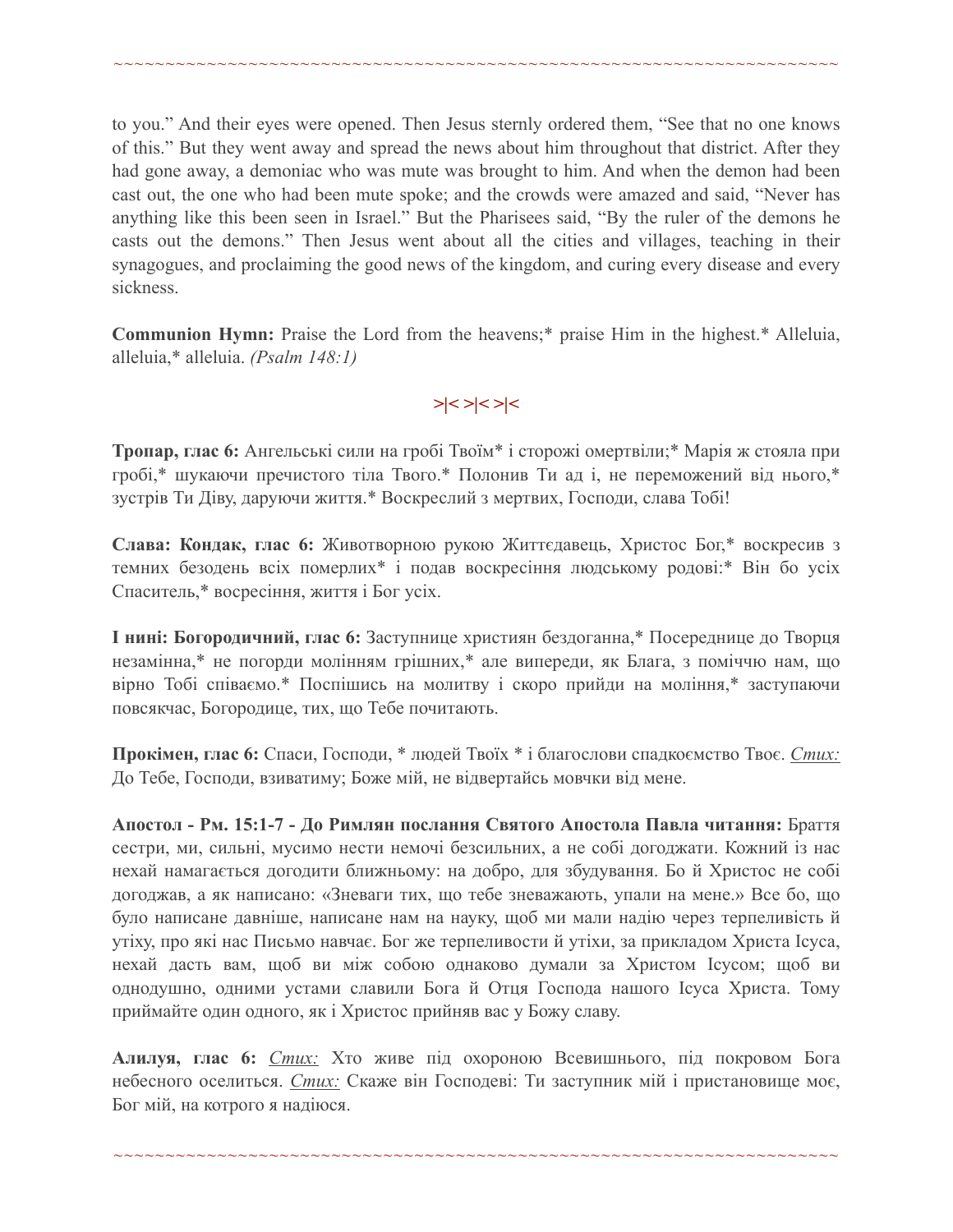to you." And their eyes were opened. Then Jesus sternly ordered them, "See that no one knows of this." But they went away and spread the news about him throughout that district. After they had gone away, a demoniac who was mute was brought to him. And when the demon had been cast out, the one who had been mute spoke; and the crowds were amazed and said, "Never has anything like this been seen in Israel." But the Pharisees said, "By the ruler of the demons he casts out the demons." Then Jesus went about all the cities and villages, teaching in their synagogues, and proclaiming the good news of the kingdom, and curing every disease and every sickness.

**Communion Hymn:** Praise the Lord from the heavens;* praise Him in the highest.* Alleluia, alleluia,* alleluia. *(Psalm 148:1)*

>|< >|< >|<

**Тропар, глас 6:** Ангельські сили на гробі Твоїм* і сторожі омертвіли;* Марія ж стояла при гробі,* шукаючи пречистого тіла Твого.* Полонив Ти ад і, не переможений від нього,* зустрів Ти Діву, даруючи життя.* Воскреслий з мертвих, Господи, слава Тобі!

**Слава: Кондак, глас 6:** Животворною рукою Життєдавець, Христос Бог,* воскресив з темних безодень всіх померлих* і подав воскресіння людському родові:* Він бо усіх Спаситель,* восресіння, життя і Бог усіх.

**І нині: Богородичний, глас 6:** Заступнице християн бездоганна,* Посереднице до Творця незамінна,* не погорди молінням грішних,* але випереди, як Блага, з поміччю нам, що вірно Тобі співаємо.* Поспішись на молитву і скоро прийди на моління,* заступаючи повсякчас, Богородице, тих, що Тебе почитають.

**Прокімен, глас 6:** Спаси, Господи, * людей Твоїх * і благослови спадкоємство Твоє. *Стих:* До Тебе, Господи, взиватиму; Боже мій, не відвертайсь мовчки від мене.

**Апостол - Рм. 15:1-7 - До Римлян послання Святого Апостола Павла читання:** Браття сестри, ми, сильні, мусимо нести немочі безсильних, а не собі догоджати. Кожний із нас нехай намагається догодити ближньому: на добро, для збудування. Бо й Христос не собі догоджав, а як написано: «Зневаги тих, що тебе зневажають, упали на мене.» Все бо, що було написане давніше, написане нам на науку, щоб ми мали надію через терпеливість й утіху, про які нас Письмо навчає. Бог же терпеливости й утіхи, за прикладом Христа Ісуса, нехай дасть вам, щоб ви між собою однаково думали за Христом Ісусом; щоб ви однодушно, одними устами славили Бога й Отця Господа нашого Ісуса Христа. Тому приймайте один одного, як і Христос прийняв вас у Божу славу.

**Алилуя, глас 6:** *Стих:* Хто живе під охороною Всевишнього, під покровом Бога небесного оселиться. *Стих:* Скаже він Господеві: Ти заступник мій і пристановище моє, Бог мій, на котрого я надіюся.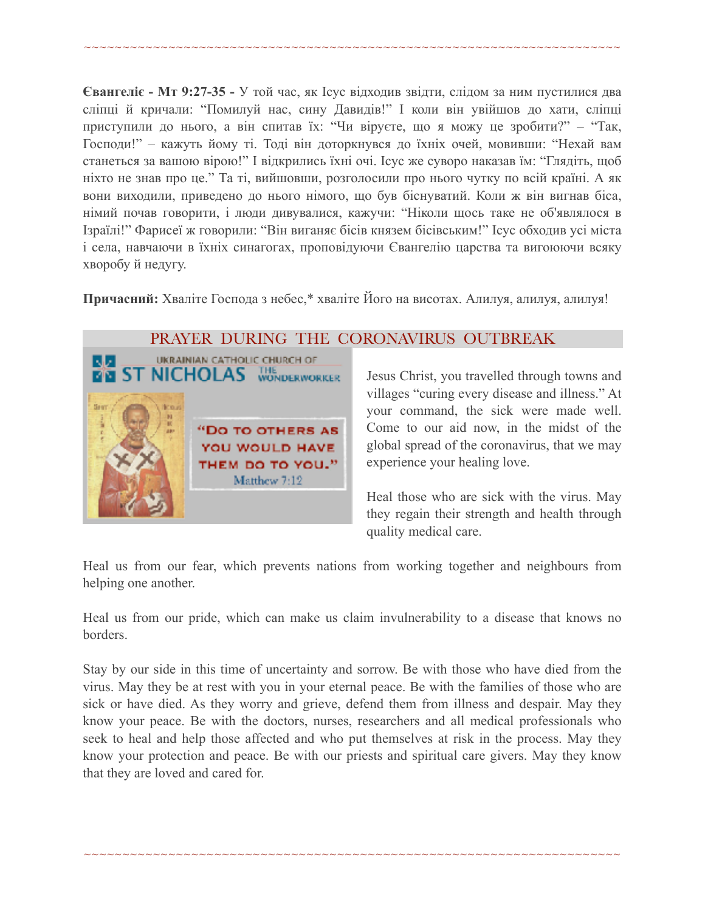~~~~~~~~~~~~~~~~~~~~~~~~~~~~~~~~~~~~~~~~~~~~~~~~~~~~~~~~~~~~~~~~~~~~~~~~

**Євангеліє - Мт 9:27-35 -** У той час, як Ісус відходив звідти, слідом за ним пустилися два сліпці й кричали: "Помилуй нас, сину Давидів!" І коли він увійшов до хати, сліпці приступили до нього, а він спитав їх: "Чи віруєте, що я можу це зробити?" – "Так, Господи!" – кажуть йому ті. Тоді він доторкнувся до їхніх очей, мовивши: "Нехай вам станеться за вашою вірою!" І відкрились їхні очі. Ісус же суворо наказав їм: "Глядіть, щоб ніхто не знав про це." Та ті, вийшовши, розголосили про нього чутку по всій країні. А як вони виходили, приведено до нього німого, що був біснуватий. Коли ж він вигнав біса, німий почав говорити, і люди дивувалися, кажучи: "Ніколи щось таке не об'являлося в Ізраїлі!" Фарисеї ж говорили: "Він виганяє бісів князем бісівським!" Ісус обходив усі міста і села, навчаючи в їхніх синагогах, проповідуючи Євангелію царства та вигоюючи всяку хворобу й недугу.

**Причасний:** Хваліте Господа з небес,* хваліте Його на висотах. Алилуя, алилуя, алилуя!

## PRAYER DURING THE CORONAVIRUS OUTBREAK

UKRAINIAN CATHOLIC CHURCH OF ST NICHOLAS THE WONDERWORKER

"DO TO OTHERS AS YOU WOULD HAVE THEM DO TO YOU." Matthew 7:12

Jesus Christ, you travelled through towns and villages "curing every disease and illness." At your command, the sick were made well. Come to our aid now, in the midst of the global spread of the coronavirus, that we may experience your healing love.

Heal those who are sick with the virus. May they regain their strength and health through quality medical care.

Heal us from our fear, which prevents nations from working together and neighbours from helping one another.

Heal us from our pride, which can make us claim invulnerability to a disease that knows no borders.

Stay by our side in this time of uncertainty and sorrow. Be with those who have died from the virus. May they be at rest with you in your eternal peace. Be with the families of those who are sick or have died. As they worry and grieve, defend them from illness and despair. May they know your peace. Be with the doctors, nurses, researchers and all medical professionals who seek to heal and help those affected and who put themselves at risk in the process. May they know your protection and peace. Be with our priests and spiritual care givers. May they know that they are loved and cared for.

~~~~~~~~~~~~~~~~~~~~~~~~~~~~~~~~~~~~~~~~~~~~~~~~~~~~~~~~~~~~~~~~~~~~~~~~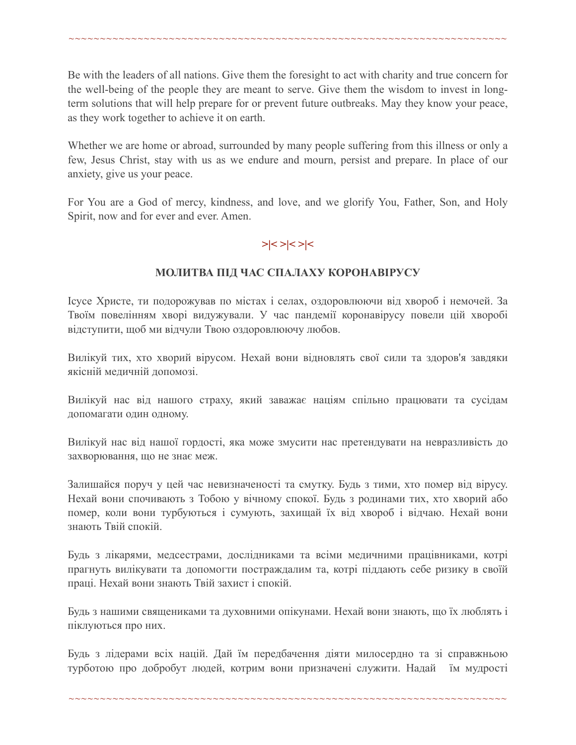Be with the leaders of all nations. Give them the foresight to act with charity and true concern for the well-being of the people they are meant to serve. Give them the wisdom to invest in long-term solutions that will help prepare for or prevent future outbreaks. May they know your peace, as they work together to achieve it on earth.

Whether we are home or abroad, surrounded by many people suffering from this illness or only a few, Jesus Christ, stay with us as we endure and mourn, persist and prepare. In place of our anxiety, give us your peace.

For You are a God of mercy, kindness, and love, and we glorify You, Father, Son, and Holy Spirit, now and for ever and ever. Amen.

>|< >|< >|<

## МОЛИТВА ПІД ЧАС СПАЛАХУ КОРОНАВІРУСУ

Ісусе Христе, ти подорожував по містах і селах, оздоровлюючи від хвороб і немочей. За Твоїм повелінням хворі видужували. У час пандемії коронавірусу повели цій хворобі відступити, щоб ми відчули Твою оздоровлюючу любов.

Вилікуй тих, хто хворий вірусом. Нехай вони відновлять свої сили та здоров'я завдяки якісній медичній допомозі.

Вилікуй нас від нашого страху, який заважає націям спільно працювати та сусідам допомагати один одному.

Вилікуй нас від нашої гордості, яка може змусити нас претендувати на невразливість до захворювання, що не знає меж.

Залишайся поруч у цей час невизначеності та смутку. Будь з тими, хто помер від вірусу. Нехай вони спочивають з Тобою у вічному спокої. Будь з родинами тих, хто хворий або помер, коли вони турбуються і сумують, захищай їх від хвороб і відчаю. Нехай вони знають Твій спокій.

Будь з лікарями, медсестрами, дослідниками та всіми медичними працівниками, котрі прагнуть вилікувати та допомогти постраждалим та, котрі піддають себе ризику в своїй праці. Нехай вони знають Твій захист і спокій.

Будь з нашими священиками та духовними опікунами. Нехай вони знають, що їх люблять і піклуються про них.

Будь з лідерами всіх націй. Дай їм передбачення діяти милосердно та зі справжньою турботою про добробут людей, котрим вони призначені служити. Надай їм мудрості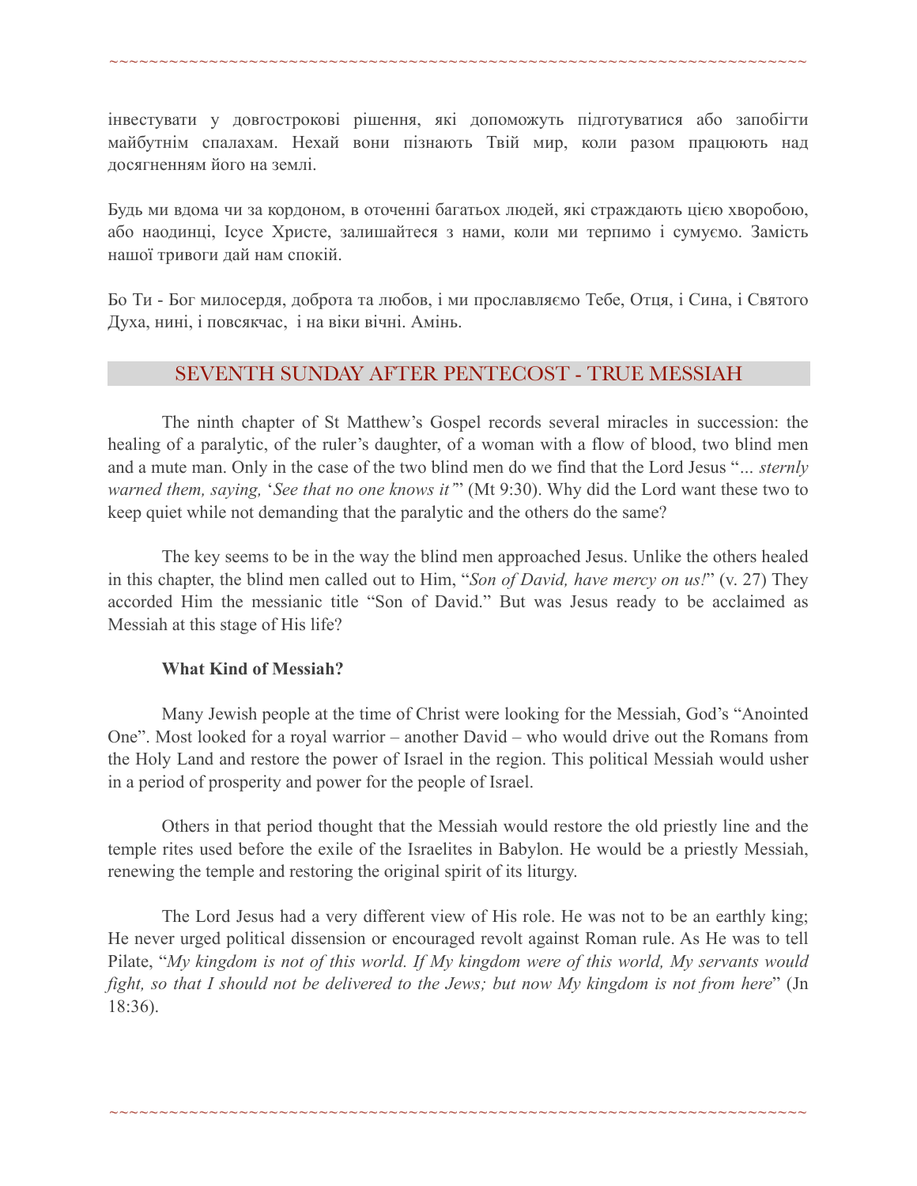інвестувати у довгострокові рішення, які допоможуть підготуватися або запобігти майбутнім спалахам. Нехай вони пізнають Твій мир, коли разом працюють над досягненням його на землі.

Будь ми вдома чи за кордоном, в оточенні багатьох людей, які страждають цією хворобою, або наодинці, Ісусе Христе, залишайтеся з нами, коли ми терпимо і сумуємо. Замість нашої тривоги дай нам спокій.

Бо Ти - Бог милосердя, доброта та любов, і ми прославляємо Тебе, Отця, і Сина, і Святого Духа, нині, і повсякчас, і на віки вічні. Амінь.

## SEVENTH SUNDAY AFTER PENTECOST - TRUE MESSIAH

The ninth chapter of St Matthew's Gospel records several miracles in succession: the healing of a paralytic, of the ruler's daughter, of a woman with a flow of blood, two blind men and a mute man. Only in the case of the two blind men do we find that the Lord Jesus "*... sternly warned them, saying,* '*See that no one knows it*'" (Mt 9:30). Why did the Lord want these two to keep quiet while not demanding that the paralytic and the others do the same?

The key seems to be in the way the blind men approached Jesus. Unlike the others healed in this chapter, the blind men called out to Him, "*Son of David, have mercy on us!*" (v. 27) They accorded Him the messianic title "Son of David." But was Jesus ready to be acclaimed as Messiah at this stage of His life?

**What Kind of Messiah?**

Many Jewish people at the time of Christ were looking for the Messiah, God's "Anointed One". Most looked for a royal warrior – another David – who would drive out the Romans from the Holy Land and restore the power of Israel in the region. This political Messiah would usher in a period of prosperity and power for the people of Israel.

Others in that period thought that the Messiah would restore the old priestly line and the temple rites used before the exile of the Israelites in Babylon. He would be a priestly Messiah, renewing the temple and restoring the original spirit of its liturgy.

The Lord Jesus had a very different view of His role. He was not to be an earthly king; He never urged political dissension or encouraged revolt against Roman rule. As He was to tell Pilate, "*My kingdom is not of this world. If My kingdom were of this world, My servants would fight, so that I should not be delivered to the Jews; but now My kingdom is not from here*" (Jn 18:36).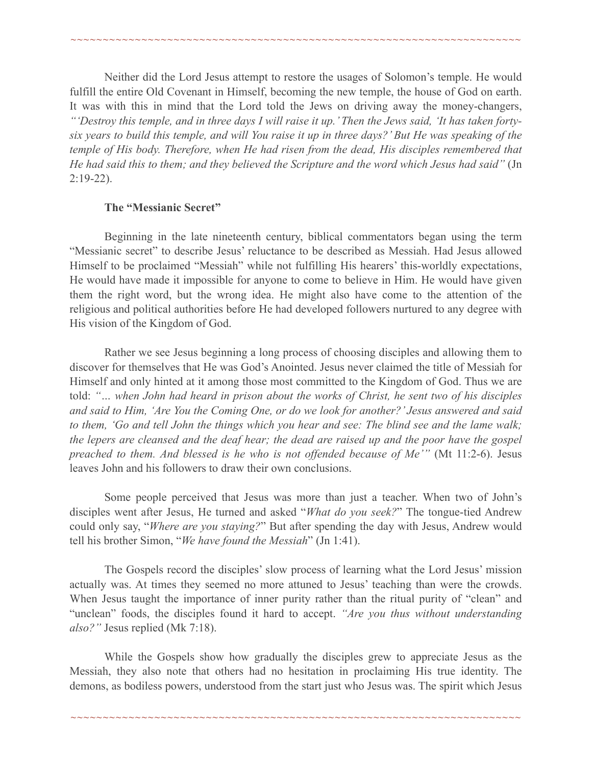Neither did the Lord Jesus attempt to restore the usages of Solomon's temple. He would fulfill the entire Old Covenant in Himself, becoming the new temple, the house of God on earth. It was with this in mind that the Lord told the Jews on driving away the money-changers, *"'Destroy this temple, and in three days I will raise it up.' Then the Jews said, 'It has taken forty-six years to build this temple, and will You raise it up in three days?' But He was speaking of the temple of His body. Therefore, when He had risen from the dead, His disciples remembered that He had said this to them; and they believed the Scripture and the word which Jesus had said"* (Jn 2:19-22).

**The "Messianic Secret"**

Beginning in the late nineteenth century, biblical commentators began using the term "Messianic secret" to describe Jesus' reluctance to be described as Messiah. Had Jesus allowed Himself to be proclaimed "Messiah" while not fulfilling His hearers' this-worldly expectations, He would have made it impossible for anyone to come to believe in Him. He would have given them the right word, but the wrong idea. He might also have come to the attention of the religious and political authorities before He had developed followers nurtured to any degree with His vision of the Kingdom of God.

Rather we see Jesus beginning a long process of choosing disciples and allowing them to discover for themselves that He was God's Anointed. Jesus never claimed the title of Messiah for Himself and only hinted at it among those most committed to the Kingdom of God. Thus we are told: *"… when John had heard in prison about the works of Christ, he sent two of his disciples and said to Him, 'Are You the Coming One, or do we look for another?' Jesus answered and said to them, 'Go and tell John the things which you hear and see: The blind see and the lame walk; the lepers are cleansed and the deaf hear; the dead are raised up and the poor have the gospel preached to them. And blessed is he who is not offended because of Me'"* (Mt 11:2-6). Jesus leaves John and his followers to draw their own conclusions.

Some people perceived that Jesus was more than just a teacher. When two of John's disciples went after Jesus, He turned and asked "*What do you seek?*" The tongue-tied Andrew could only say, "*Where are you staying?*" But after spending the day with Jesus, Andrew would tell his brother Simon, "*We have found the Messiah*" (Jn 1:41).

The Gospels record the disciples' slow process of learning what the Lord Jesus' mission actually was. At times they seemed no more attuned to Jesus' teaching than were the crowds. When Jesus taught the importance of inner purity rather than the ritual purity of "clean" and "unclean" foods, the disciples found it hard to accept. *"Are you thus without understanding also?"* Jesus replied (Mk 7:18).

While the Gospels show how gradually the disciples grew to appreciate Jesus as the Messiah, they also note that others had no hesitation in proclaiming His true identity. The demons, as bodiless powers, understood from the start just who Jesus was. The spirit which Jesus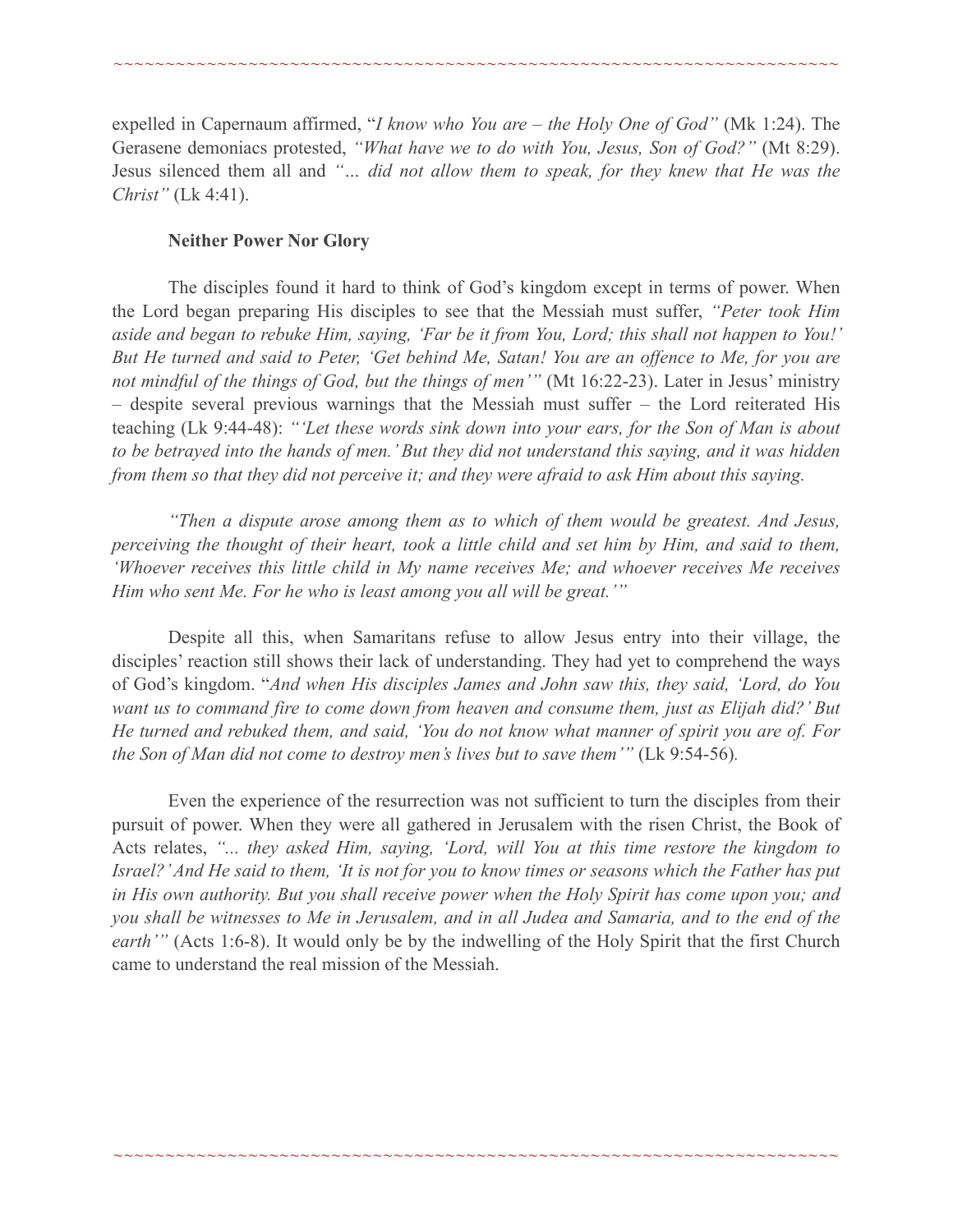expelled in Capernaum affirmed, "*I know who You are – the Holy One of God"* (Mk 1:24). The Gerasene demoniacs protested, *"What have we to do with You, Jesus, Son of God?"* (Mt 8:29). Jesus silenced them all and *"... did not allow them to speak, for they knew that He was the Christ"* (Lk 4:41).

**Neither Power Nor Glory**

The disciples found it hard to think of God's kingdom except in terms of power. When the Lord began preparing His disciples to see that the Messiah must suffer, *"Peter took Him aside and began to rebuke Him, saying, 'Far be it from You, Lord; this shall not happen to You!' But He turned and said to Peter, 'Get behind Me, Satan! You are an offence to Me, for you are not mindful of the things of God, but the things of men'"* (Mt 16:22-23). Later in Jesus' ministry – despite several previous warnings that the Messiah must suffer – the Lord reiterated His teaching (Lk 9:44-48): *"'Let these words sink down into your ears, for the Son of Man is about to be betrayed into the hands of men.' But they did not understand this saying, and it was hidden from them so that they did not perceive it; and they were afraid to ask Him about this saying.*

*"Then a dispute arose among them as to which of them would be greatest. And Jesus, perceiving the thought of their heart, took a little child and set him by Him, and said to them, 'Whoever receives this little child in My name receives Me; and whoever receives Me receives Him who sent Me. For he who is least among you all will be great.'"*

Despite all this, when Samaritans refuse to allow Jesus entry into their village, the disciples' reaction still shows their lack of understanding. They had yet to comprehend the ways of God's kingdom. "*And when His disciples James and John saw this, they said, 'Lord, do You want us to command fire to come down from heaven and consume them, just as Elijah did?' But He turned and rebuked them, and said, 'You do not know what manner of spirit you are of. For the Son of Man did not come to destroy men's lives but to save them'"* (Lk 9:54-56).

Even the experience of the resurrection was not sufficient to turn the disciples from their pursuit of power. When they were all gathered in Jerusalem with the risen Christ, the Book of Acts relates, *"... they asked Him, saying, 'Lord, will You at this time restore the kingdom to Israel?' And He said to them, 'It is not for you to know times or seasons which the Father has put in His own authority. But you shall receive power when the Holy Spirit has come upon you; and you shall be witnesses to Me in Jerusalem, and in all Judea and Samaria, and to the end of the earth'"* (Acts 1:6-8). It would only be by the indwelling of the Holy Spirit that the first Church came to understand the real mission of the Messiah.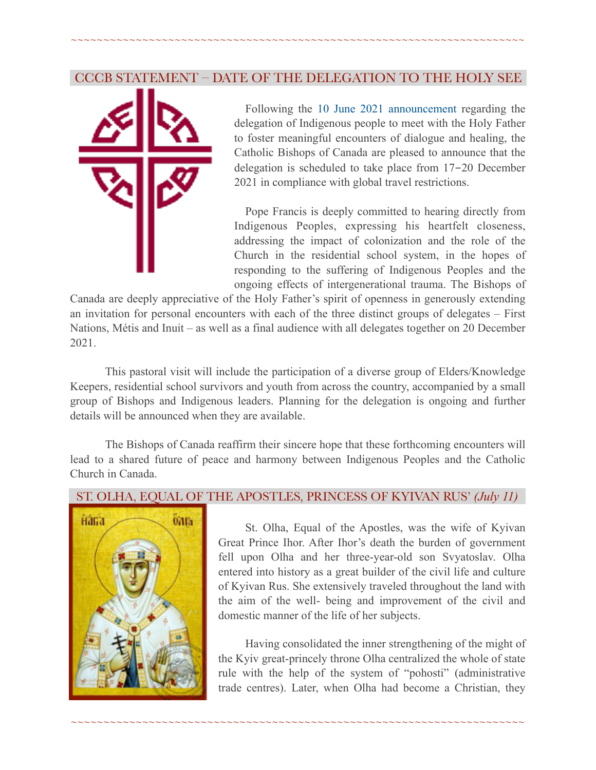## CCCB STATEMENT – DATE OF THE DELEGATION TO THE HOLY SEE

Following the 10 June 2021 announcement regarding the delegation of Indigenous people to meet with the Holy Father to foster meaningful encounters of dialogue and healing, the Catholic Bishops of Canada are pleased to announce that the delegation is scheduled to take place from 17–20 December 2021 in compliance with global travel restrictions.

Pope Francis is deeply committed to hearing directly from Indigenous Peoples, expressing his heartfelt closeness, addressing the impact of colonization and the role of the Church in the residential school system, in the hopes of responding to the suffering of Indigenous Peoples and the ongoing effects of intergenerational trauma. The Bishops of Canada are deeply appreciative of the Holy Father's spirit of openness in generously extending an invitation for personal encounters with each of the three distinct groups of delegates – First Nations, Métis and Inuit – as well as a final audience with all delegates together on 20 December 2021.

This pastoral visit will include the participation of a diverse group of Elders/Knowledge Keepers, residential school survivors and youth from across the country, accompanied by a small group of Bishops and Indigenous leaders. Planning for the delegation is ongoing and further details will be announced when they are available.

The Bishops of Canada reaffirm their sincere hope that these forthcoming encounters will lead to a shared future of peace and harmony between Indigenous Peoples and the Catholic Church in Canada.

## ST. OLHA, EQUAL OF THE APOSTLES, PRINCESS OF KYIVAN RUS' *(July 11)*

St. Olha, Equal of the Apostles, was the wife of Kyivan Great Prince Ihor. After Ihor's death the burden of government fell upon Olha and her three-year-old son Svyatoslav. Olha entered into history as a great builder of the civil life and culture of Kyivan Rus. She extensively traveled throughout the land with the aim of the well- being and improvement of the civil and domestic manner of the life of her subjects.

Having consolidated the inner strengthening of the might of the Kyiv great-princely throne Olha centralized the whole of state rule with the help of the system of "pohosti" (administrative trade centres). Later, when Olha had become a Christian, they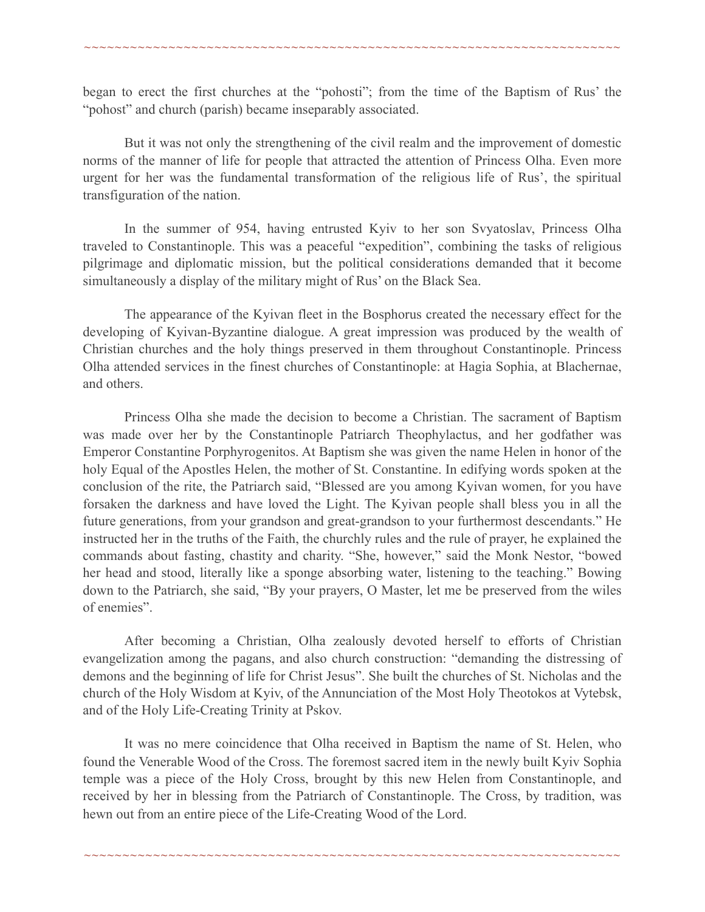began to erect the first churches at the "pohosti"; from the time of the Baptism of Rus' the "pohost" and church (parish) became inseparably associated.

But it was not only the strengthening of the civil realm and the improvement of domestic norms of the manner of life for people that attracted the attention of Princess Olha. Even more urgent for her was the fundamental transformation of the religious life of Rus', the spiritual transfiguration of the nation.

In the summer of 954, having entrusted Kyiv to her son Svyatoslav, Princess Olha traveled to Constantinople. This was a peaceful "expedition", combining the tasks of religious pilgrimage and diplomatic mission, but the political considerations demanded that it become simultaneously a display of the military might of Rus' on the Black Sea.

The appearance of the Kyivan fleet in the Bosphorus created the necessary effect for the developing of Kyivan-Byzantine dialogue. A great impression was produced by the wealth of Christian churches and the holy things preserved in them throughout Constantinople. Princess Olha attended services in the finest churches of Constantinople: at Hagia Sophia, at Blachernae, and others.

Princess Olha she made the decision to become a Christian. The sacrament of Baptism was made over her by the Constantinople Patriarch Theophylactus, and her godfather was Emperor Constantine Porphyrogenitos. At Baptism she was given the name Helen in honor of the holy Equal of the Apostles Helen, the mother of St. Constantine. In edifying words spoken at the conclusion of the rite, the Patriarch said, "Blessed are you among Kyivan women, for you have forsaken the darkness and have loved the Light. The Kyivan people shall bless you in all the future generations, from your grandson and great-grandson to your furthermost descendants." He instructed her in the truths of the Faith, the churchly rules and the rule of prayer, he explained the commands about fasting, chastity and charity. "She, however," said the Monk Nestor, "bowed her head and stood, literally like a sponge absorbing water, listening to the teaching." Bowing down to the Patriarch, she said, "By your prayers, O Master, let me be preserved from the wiles of enemies".

After becoming a Christian, Olha zealously devoted herself to efforts of Christian evangelization among the pagans, and also church construction: "demanding the distressing of demons and the beginning of life for Christ Jesus". She built the churches of St. Nicholas and the church of the Holy Wisdom at Kyiv, of the Annunciation of the Most Holy Theotokos at Vytebsk, and of the Holy Life-Creating Trinity at Pskov.

It was no mere coincidence that Olha received in Baptism the name of St. Helen, who found the Venerable Wood of the Cross. The foremost sacred item in the newly built Kyiv Sophia temple was a piece of the Holy Cross, brought by this new Helen from Constantinople, and received by her in blessing from the Patriarch of Constantinople. The Cross, by tradition, was hewn out from an entire piece of the Life-Creating Wood of the Lord.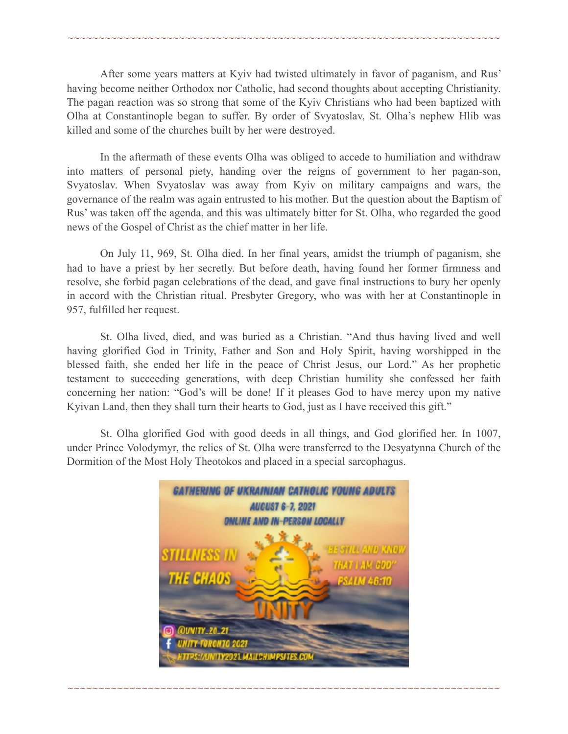After some years matters at Kyiv had twisted ultimately in favor of paganism, and Rus' having become neither Orthodox nor Catholic, had second thoughts about accepting Christianity. The pagan reaction was so strong that some of the Kyiv Christians who had been baptized with Olha at Constantinople began to suffer. By order of Svyatoslav, St. Olha's nephew Hlib was killed and some of the churches built by her were destroyed.

In the aftermath of these events Olha was obliged to accede to humiliation and withdraw into matters of personal piety, handing over the reigns of government to her pagan-son, Svyatoslav. When Svyatoslav was away from Kyiv on military campaigns and wars, the governance of the realm was again entrusted to his mother. But the question about the Baptism of Rus' was taken off the agenda, and this was ultimately bitter for St. Olha, who regarded the good news of the Gospel of Christ as the chief matter in her life.

On July 11, 969, St. Olha died. In her final years, amidst the triumph of paganism, she had to have a priest by her secretly. But before death, having found her former firmness and resolve, she forbid pagan celebrations of the dead, and gave final instructions to bury her openly in accord with the Christian ritual. Presbyter Gregory, who was with her at Constantinople in 957, fulfilled her request.

St. Olha lived, died, and was buried as a Christian. "And thus having lived and well having glorified God in Trinity, Father and Son and Holy Spirit, having worshipped in the blessed faith, she ended her life in the peace of Christ Jesus, our Lord." As her prophetic testament to succeeding generations, with deep Christian humility she confessed her faith concerning her nation: "God's will be done! If it pleases God to have mercy upon my native Kyivan Land, then they shall turn their hearts to God, just as I have received this gift."

St. Olha glorified God with good deeds in all things, and God glorified her. In 1007, under Prince Volodymyr, the relics of St. Olha were transferred to the Desyatynna Church of the Dormition of the Most Holy Theotokos and placed in a special sarcophagus.

GATHERING OF UKRAINIAN CATHOLIC YOUNG ADULTS
AUGUST 6-7, 2021
ONLINE AND IN-PERSON LOCALLY

STILLNESS IN THE CHAOS

"BE STILL AND KNOW THAT I AM GOD" PSALM 46:10

UNITY

@UNITY_20_21
UNITY TORONTO 2021
HTTPS://UNITY2021.MAILCHIMPSITES.COM